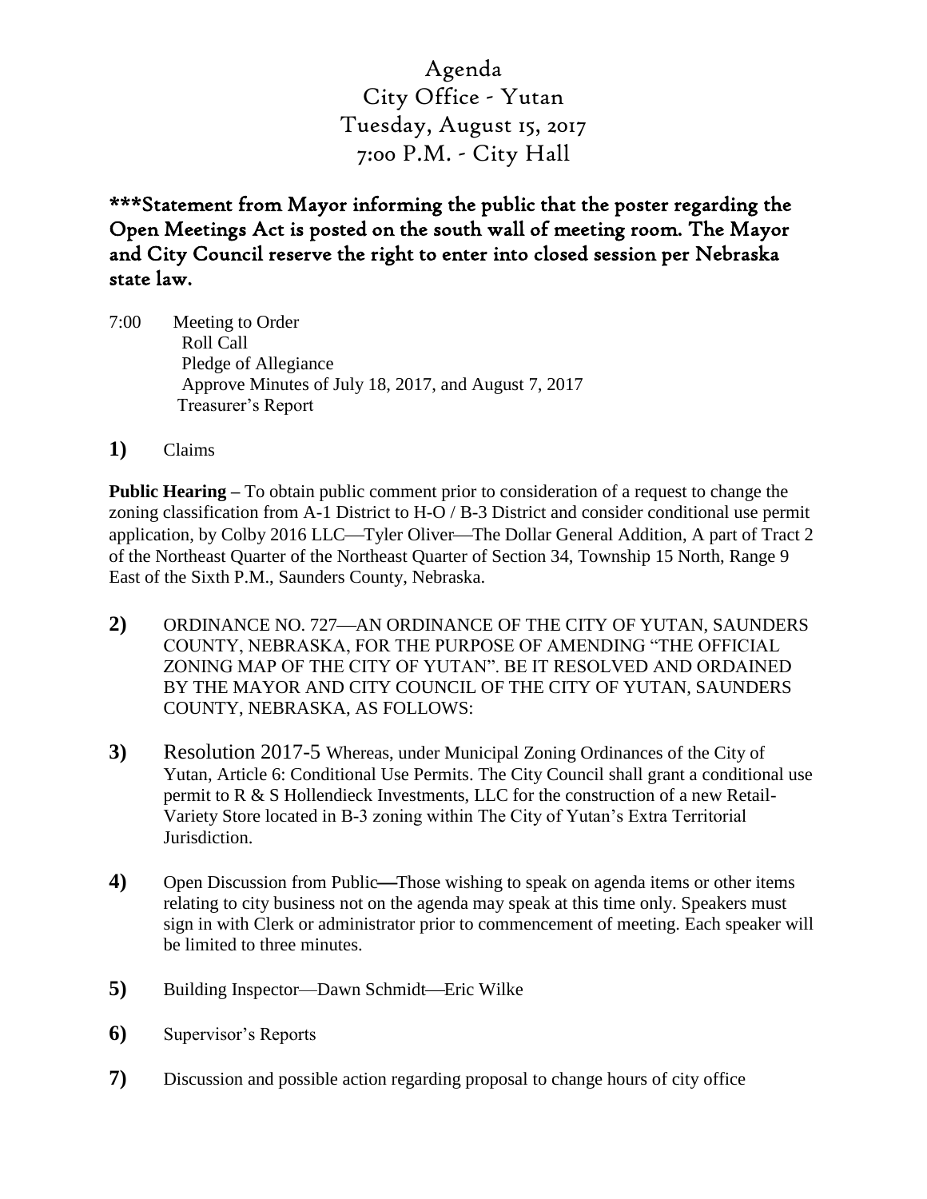# Agenda
# City Office - Yutan
# Tuesday, August 15, 2017
# 7:00 P.M. - City Hall

**\*\*\*Statement from Mayor informing the public that the poster regarding the Open Meetings Act is posted on the south wall of meeting room. The Mayor and City Council reserve the right to enter into closed session per Nebraska state law.**

7:00 Meeting to Order
Roll Call
Pledge of Allegiance
Approve Minutes of July 18, 2017, and August 7, 2017
Treasurer's Report

**1)** Claims

**Public Hearing –** To obtain public comment prior to consideration of a request to change the zoning classification from A-1 District to H-O / B-3 District and consider conditional use permit application, by Colby 2016 LLC—Tyler Oliver—The Dollar General Addition, A part of Tract 2 of the Northeast Quarter of the Northeast Quarter of Section 34, Township 15 North, Range 9 East of the Sixth P.M., Saunders County, Nebraska.

**2)** ORDINANCE NO. 727—AN ORDINANCE OF THE CITY OF YUTAN, SAUNDERS COUNTY, NEBRASKA, FOR THE PURPOSE OF AMENDING "THE OFFICIAL ZONING MAP OF THE CITY OF YUTAN". BE IT RESOLVED AND ORDAINED BY THE MAYOR AND CITY COUNCIL OF THE CITY OF YUTAN, SAUNDERS COUNTY, NEBRASKA, AS FOLLOWS:

**3)** Resolution 2017-5 Whereas, under Municipal Zoning Ordinances of the City of Yutan, Article 6: Conditional Use Permits. The City Council shall grant a conditional use permit to R & S Hollendieck Investments, LLC for the construction of a new Retail-Variety Store located in B-3 zoning within The City of Yutan's Extra Territorial Jurisdiction.

**4)** Open Discussion from Public**—**Those wishing to speak on agenda items or other items relating to city business not on the agenda may speak at this time only. Speakers must sign in with Clerk or administrator prior to commencement of meeting. Each speaker will be limited to three minutes.

**5)** Building Inspector—Dawn Schmidt—Eric Wilke

**6)** Supervisor's Reports

**7)** Discussion and possible action regarding proposal to change hours of city office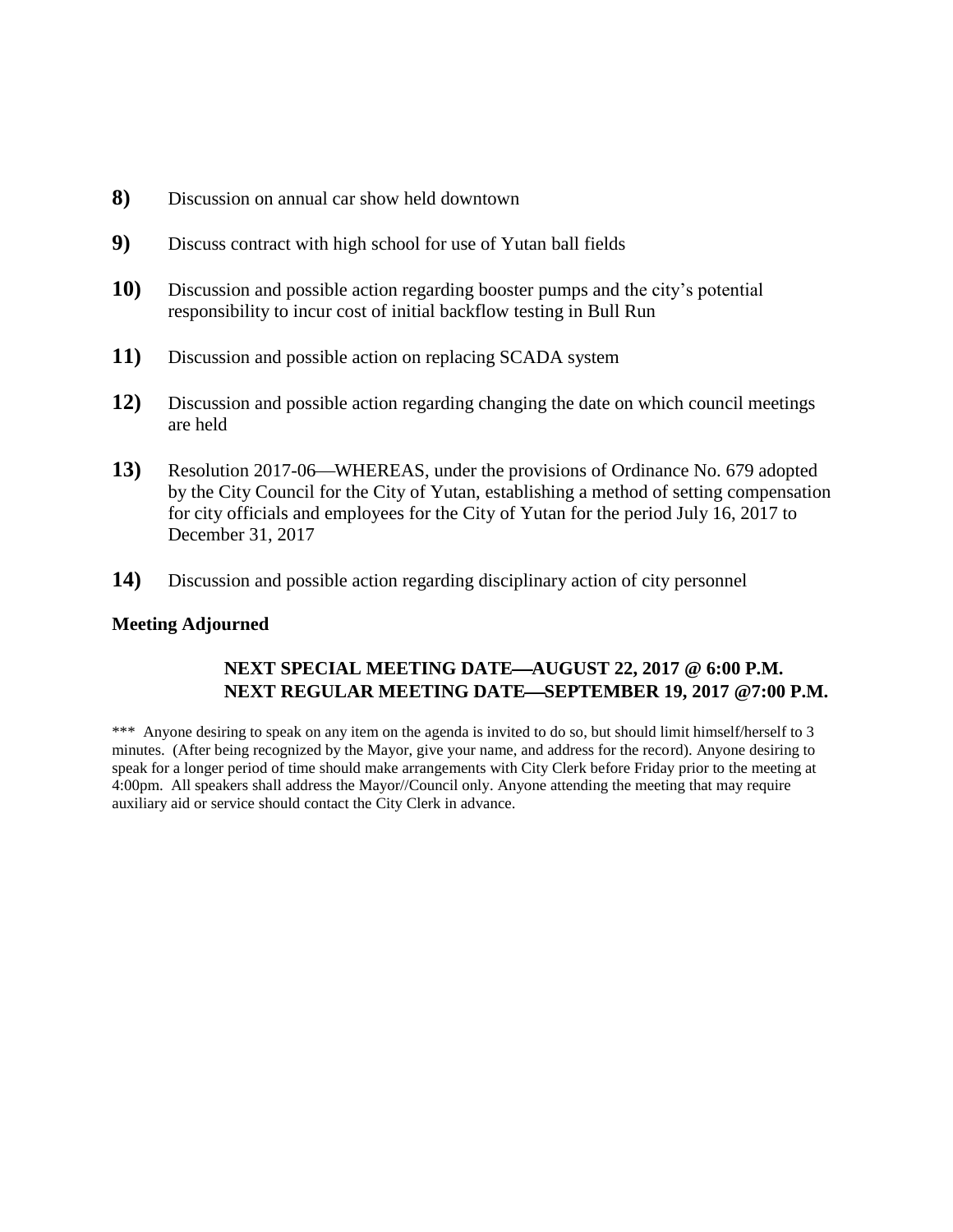**8)** Discussion on annual car show held downtown

**9)** Discuss contract with high school for use of Yutan ball fields

**10)** Discussion and possible action regarding booster pumps and the city's potential responsibility to incur cost of initial backflow testing in Bull Run

**11)** Discussion and possible action on replacing SCADA system

**12)** Discussion and possible action regarding changing the date on which council meetings are held

**13)** Resolution 2017-06—WHEREAS, under the provisions of Ordinance No. 679 adopted by the City Council for the City of Yutan, establishing a method of setting compensation for city officials and employees for the City of Yutan for the period July 16, 2017 to December 31, 2017

**14)** Discussion and possible action regarding disciplinary action of city personnel

**Meeting Adjourned**

**NEXT SPECIAL MEETING DATE—AUGUST 22, 2017 @ 6:00 P.M.**
**NEXT REGULAR MEETING DATE—SEPTEMBER 19, 2017 @7:00 P.M.**

*** Anyone desiring to speak on any item on the agenda is invited to do so, but should limit himself/herself to 3 minutes. (After being recognized by the Mayor, give your name, and address for the record). Anyone desiring to speak for a longer period of time should make arrangements with City Clerk before Friday prior to the meeting at 4:00pm. All speakers shall address the Mayor//Council only. Anyone attending the meeting that may require auxiliary aid or service should contact the City Clerk in advance.